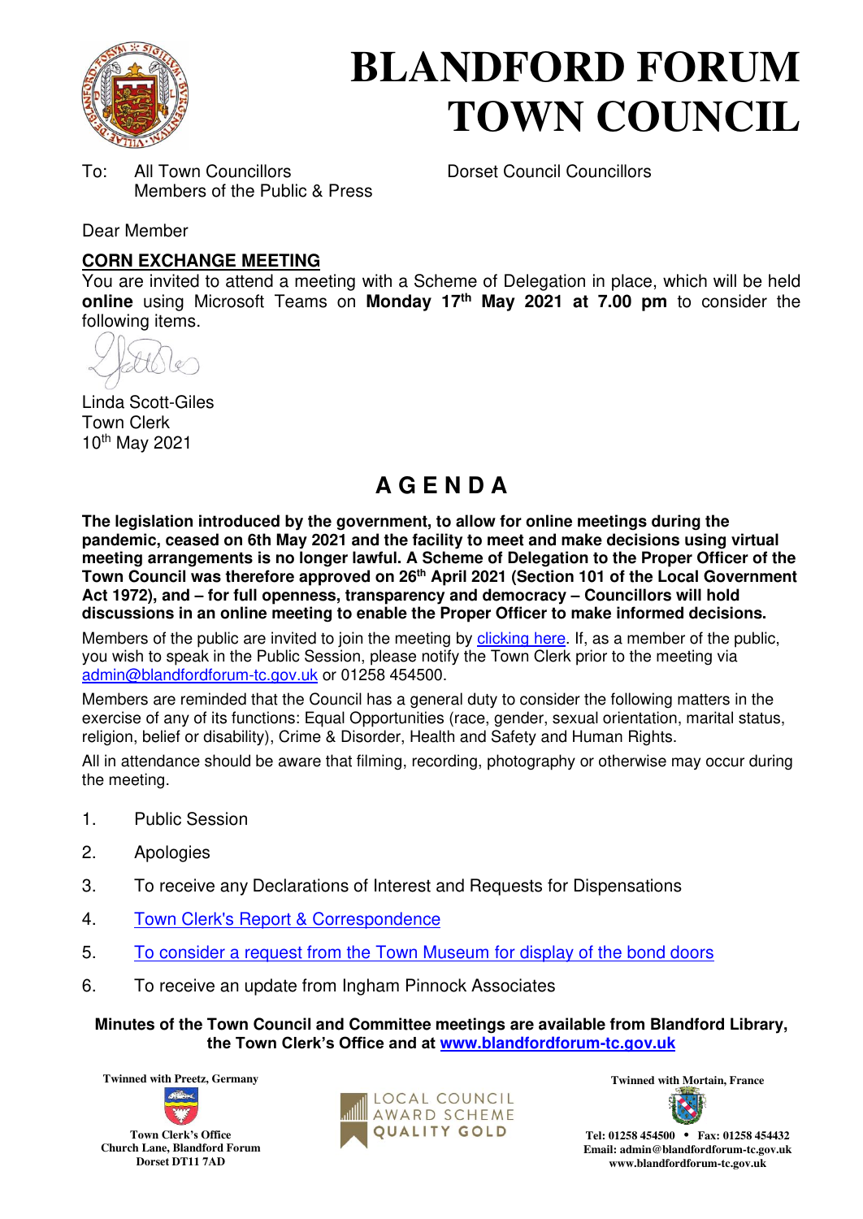# BLANDFORD FORUM TOWN COUNCIL

To: All Town Councillors
Members of the Public & Press

Dorset Council Councillors

Dear Member

## CORN EXCHANGE MEETING

You are invited to attend a meeting with a Scheme of Delegation in place, which will be held **online** using Microsoft Teams on **Monday 17th May 2021 at 7.00 pm** to consider the following items.

Linda Scott-Giles
Town Clerk
10th May 2021

## A G E N D A

**The legislation introduced by the government, to allow for online meetings during the pandemic, ceased on 6th May 2021 and the facility to meet and make decisions using virtual meeting arrangements is no longer lawful. A Scheme of Delegation to the Proper Officer of the Town Council was therefore approved on 26th April 2021 (Section 101 of the Local Government Act 1972), and – for full openness, transparency and democracy – Councillors will hold discussions in an online meeting to enable the Proper Officer to make informed decisions.**

Members of the public are invited to join the meeting by clicking here. If, as a member of the public, you wish to speak in the Public Session, please notify the Town Clerk prior to the meeting via admin@blandfordforum-tc.gov.uk or 01258 454500.

Members are reminded that the Council has a general duty to consider the following matters in the exercise of any of its functions: Equal Opportunities (race, gender, sexual orientation, marital status, religion, belief or disability), Crime & Disorder, Health and Safety and Human Rights.

All in attendance should be aware that filming, recording, photography or otherwise may occur during the meeting.

1. Public Session
2. Apologies
3. To receive any Declarations of Interest and Requests for Dispensations
4. Town Clerk's Report & Correspondence
5. To consider a request from the Town Museum for display of the bond doors
6. To receive an update from Ingham Pinnock Associates

**Minutes of the Town Council and Committee meetings are available from Blandford Library, the Town Clerk's Office and at www.blandfordforum-tc.gov.uk**

Twinned with Preetz, Germany

Town Clerk's Office
Church Lane, Blandford Forum
Dorset DT11 7AD

LOCAL COUNCIL AWARD SCHEME QUALITY GOLD

Twinned with Mortain, France

Tel: 01258 454500 • Fax: 01258 454432
Email: admin@blandfordforum-tc.gov.uk
www.blandfordforum-tc.gov.uk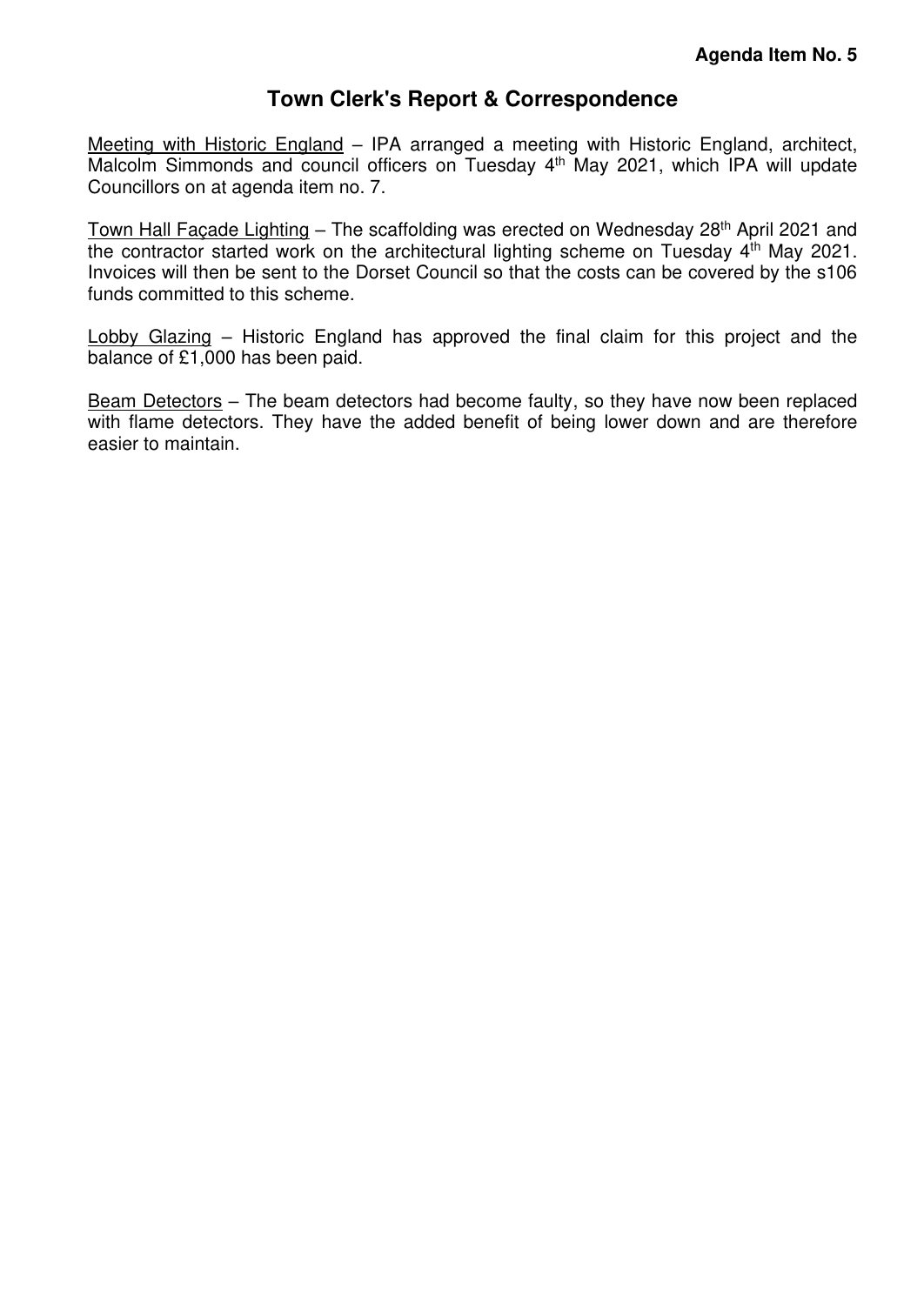**Agenda Item No. 5**

# Town Clerk's Report & Correspondence

<u>Meeting with Historic England</u> – IPA arranged a meeting with Historic England, architect, Malcolm Simmonds and council officers on Tuesday 4th May 2021, which IPA will update Councillors on at agenda item no. 7.

<u>Town Hall Façade Lighting</u> – The scaffolding was erected on Wednesday 28th April 2021 and the contractor started work on the architectural lighting scheme on Tuesday 4th May 2021. Invoices will then be sent to the Dorset Council so that the costs can be covered by the s106 funds committed to this scheme.

<u>Lobby Glazing</u> – Historic England has approved the final claim for this project and the balance of £1,000 has been paid.

<u>Beam Detectors</u> – The beam detectors had become faulty, so they have now been replaced with flame detectors. They have the added benefit of being lower down and are therefore easier to maintain.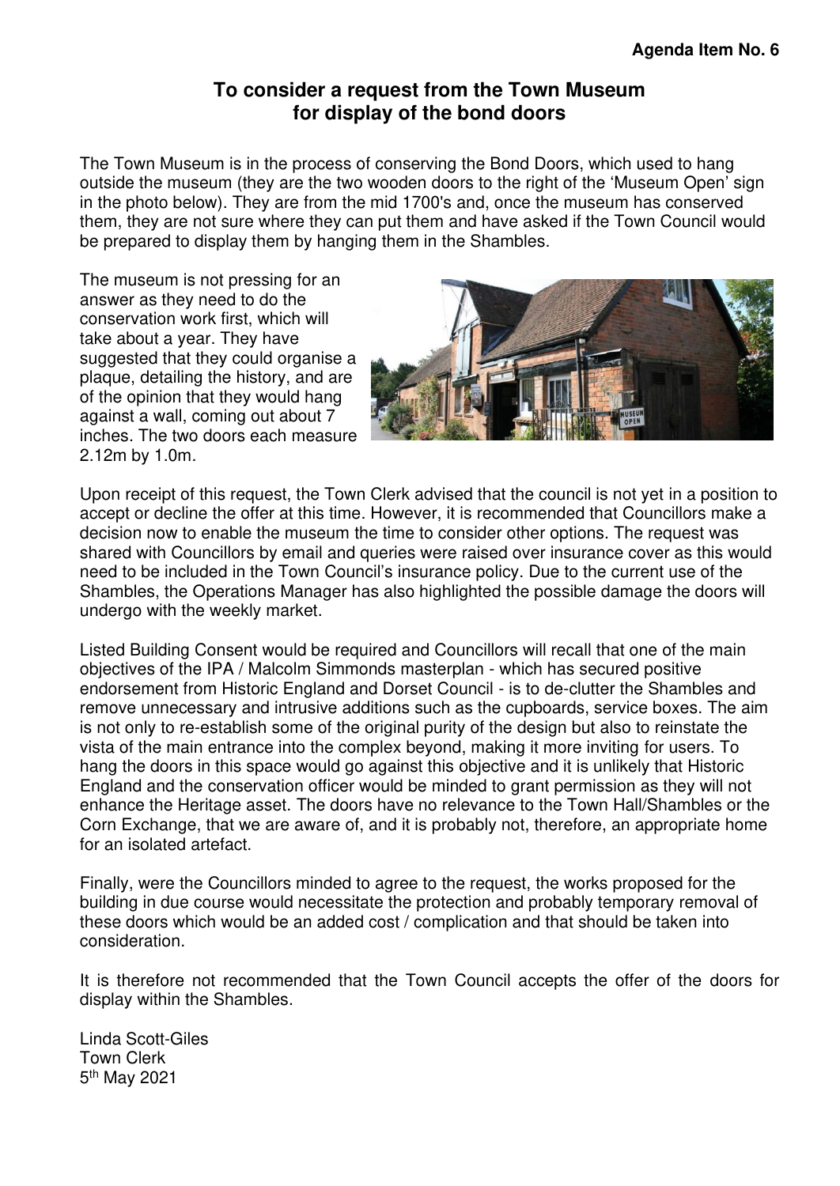**Agenda Item No. 6**

# To consider a request from the Town Museum for display of the bond doors

The Town Museum is in the process of conserving the Bond Doors, which used to hang outside the museum (they are the two wooden doors to the right of the 'Museum Open' sign in the photo below). They are from the mid 1700's and, once the museum has conserved them, they are not sure where they can put them and have asked if the Town Council would be prepared to display them by hanging them in the Shambles.

The museum is not pressing for an answer as they need to do the conservation work first, which will take about a year. They have suggested that they could organise a plaque, detailing the history, and are of the opinion that they would hang against a wall, coming out about 7 inches. The two doors each measure 2.12m by 1.0m.

Upon receipt of this request, the Town Clerk advised that the council is not yet in a position to accept or decline the offer at this time. However, it is recommended that Councillors make a decision now to enable the museum the time to consider other options. The request was shared with Councillors by email and queries were raised over insurance cover as this would need to be included in the Town Council's insurance policy. Due to the current use of the Shambles, the Operations Manager has also highlighted the possible damage the doors will undergo with the weekly market.

Listed Building Consent would be required and Councillors will recall that one of the main objectives of the IPA / Malcolm Simmonds masterplan - which has secured positive endorsement from Historic England and Dorset Council - is to de-clutter the Shambles and remove unnecessary and intrusive additions such as the cupboards, service boxes. The aim is not only to re-establish some of the original purity of the design but also to reinstate the vista of the main entrance into the complex beyond, making it more inviting for users. To hang the doors in this space would go against this objective and it is unlikely that Historic England and the conservation officer would be minded to grant permission as they will not enhance the Heritage asset. The doors have no relevance to the Town Hall/Shambles or the Corn Exchange, that we are aware of, and it is probably not, therefore, an appropriate home for an isolated artefact.

Finally, were the Councillors minded to agree to the request, the works proposed for the building in due course would necessitate the protection and probably temporary removal of these doors which would be an added cost / complication and that should be taken into consideration.

It is therefore not recommended that the Town Council accepts the offer of the doors for display within the Shambles.

Linda Scott-Giles
Town Clerk
5th May 2021